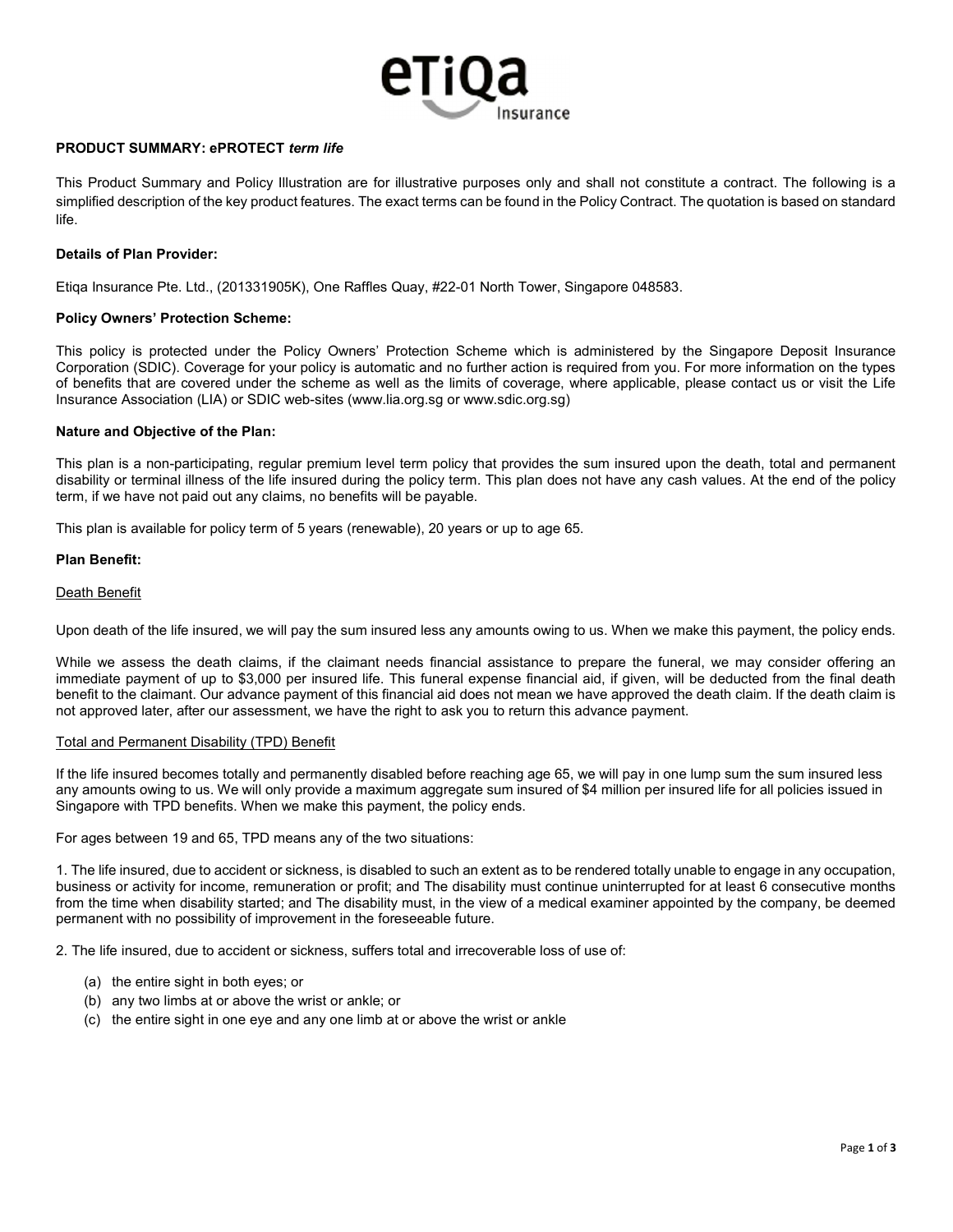# PRODUCT SUMMARY: ePROTECT *term life*

This Product Summary and Policy Illustration are for illustrative purposes only and shall not constitute a contract. The following is a simplified description of the key product features. The exact terms can be found in the Policy Contract. The quotation is based on standard life.

**Details of Plan Provider:**

Etiqa Insurance Pte. Ltd., (201331905K), One Raffles Quay, #22-01 North Tower, Singapore 048583.

**Policy Owners' Protection Scheme:**

This policy is protected under the Policy Owners' Protection Scheme which is administered by the Singapore Deposit Insurance Corporation (SDIC). Coverage for your policy is automatic and no further action is required from you. For more information on the types of benefits that are covered under the scheme as well as the limits of coverage, where applicable, please contact us or visit the Life Insurance Association (LIA) or SDIC web-sites (www.lia.org.sg or www.sdic.org.sg)

**Nature and Objective of the Plan:**

This plan is a non-participating, regular premium level term policy that provides the sum insured upon the death, total and permanent disability or terminal illness of the life insured during the policy term. This plan does not have any cash values. At the end of the policy term, if we have not paid out any claims, no benefits will be payable.

This plan is available for policy term of 5 years (renewable), 20 years or up to age 65.

**Plan Benefit:**

Death Benefit

Upon death of the life insured, we will pay the sum insured less any amounts owing to us. When we make this payment, the policy ends.

While we assess the death claims, if the claimant needs financial assistance to prepare the funeral, we may consider offering an immediate payment of up to $3,000 per insured life. This funeral expense financial aid, if given, will be deducted from the final death benefit to the claimant. Our advance payment of this financial aid does not mean we have approved the death claim. If the death claim is not approved later, after our assessment, we have the right to ask you to return this advance payment.

Total and Permanent Disability (TPD) Benefit

If the life insured becomes totally and permanently disabled before reaching age 65, we will pay in one lump sum the sum insured less any amounts owing to us. We will only provide a maximum aggregate sum insured of $4 million per insured life for all policies issued in Singapore with TPD benefits. When we make this payment, the policy ends.

For ages between 19 and 65, TPD means any of the two situations:

1. The life insured, due to accident or sickness, is disabled to such an extent as to be rendered totally unable to engage in any occupation, business or activity for income, remuneration or profit; and The disability must continue uninterrupted for at least 6 consecutive months from the time when disability started; and The disability must, in the view of a medical examiner appointed by the company, be deemed permanent with no possibility of improvement in the foreseeable future.

2. The life insured, due to accident or sickness, suffers total and irrecoverable loss of use of:

   (a) the entire sight in both eyes; or
   (b) any two limbs at or above the wrist or ankle; or
   (c) the entire sight in one eye and any one limb at or above the wrist or ankle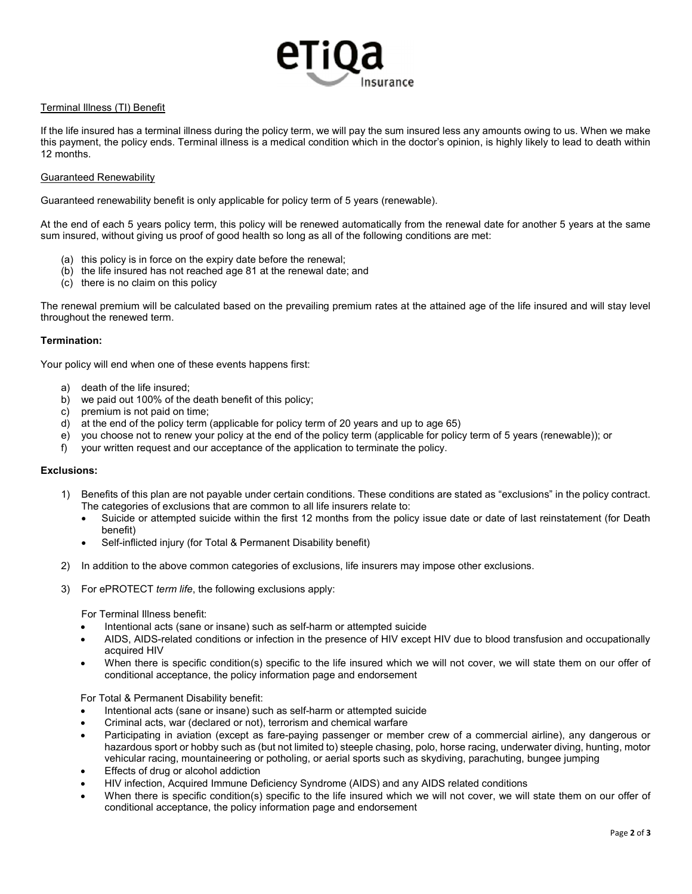Terminal Illness (TI) Benefit

If the life insured has a terminal illness during the policy term, we will pay the sum insured less any amounts owing to us. When we make this payment, the policy ends. Terminal illness is a medical condition which in the doctor's opinion, is highly likely to lead to death within 12 months.

Guaranteed Renewability

Guaranteed renewability benefit is only applicable for policy term of 5 years (renewable).

At the end of each 5 years policy term, this policy will be renewed automatically from the renewal date for another 5 years at the same sum insured, without giving us proof of good health so long as all of the following conditions are met:

(a) this policy is in force on the expiry date before the renewal;
(b) the life insured has not reached age 81 at the renewal date; and
(c) there is no claim on this policy

The renewal premium will be calculated based on the prevailing premium rates at the attained age of the life insured and will stay level throughout the renewed term.

**Termination:**

Your policy will end when one of these events happens first:

a) death of the life insured;
b) we paid out 100% of the death benefit of this policy;
c) premium is not paid on time;
d) at the end of the policy term (applicable for policy term of 20 years and up to age 65)
e) you choose not to renew your policy at the end of the policy term (applicable for policy term of 5 years (renewable)); or
f) your written request and our acceptance of the application to terminate the policy.

**Exclusions:**

1) Benefits of this plan are not payable under certain conditions. These conditions are stated as "exclusions" in the policy contract. The categories of exclusions that are common to all life insurers relate to:
   - Suicide or attempted suicide within the first 12 months from the policy issue date or date of last reinstatement (for Death benefit)
   - Self-inflicted injury (for Total & Permanent Disability benefit)

2) In addition to the above common categories of exclusions, life insurers may impose other exclusions.

3) For ePROTECT *term life*, the following exclusions apply:

   For Terminal Illness benefit:
   - Intentional acts (sane or insane) such as self-harm or attempted suicide
   - AIDS, AIDS-related conditions or infection in the presence of HIV except HIV due to blood transfusion and occupationally acquired HIV
   - When there is specific condition(s) specific to the life insured which we will not cover, we will state them on our offer of conditional acceptance, the policy information page and endorsement

   For Total & Permanent Disability benefit:
   - Intentional acts (sane or insane) such as self-harm or attempted suicide
   - Criminal acts, war (declared or not), terrorism and chemical warfare
   - Participating in aviation (except as fare-paying passenger or member crew of a commercial airline), any dangerous or hazardous sport or hobby such as (but not limited to) steeple chasing, polo, horse racing, underwater diving, hunting, motor vehicular racing, mountaineering or potholing, or aerial sports such as skydiving, parachuting, bungee jumping
   - Effects of drug or alcohol addiction
   - HIV infection, Acquired Immune Deficiency Syndrome (AIDS) and any AIDS related conditions
   - When there is specific condition(s) specific to the life insured which we will not cover, we will state them on our offer of conditional acceptance, the policy information page and endorsement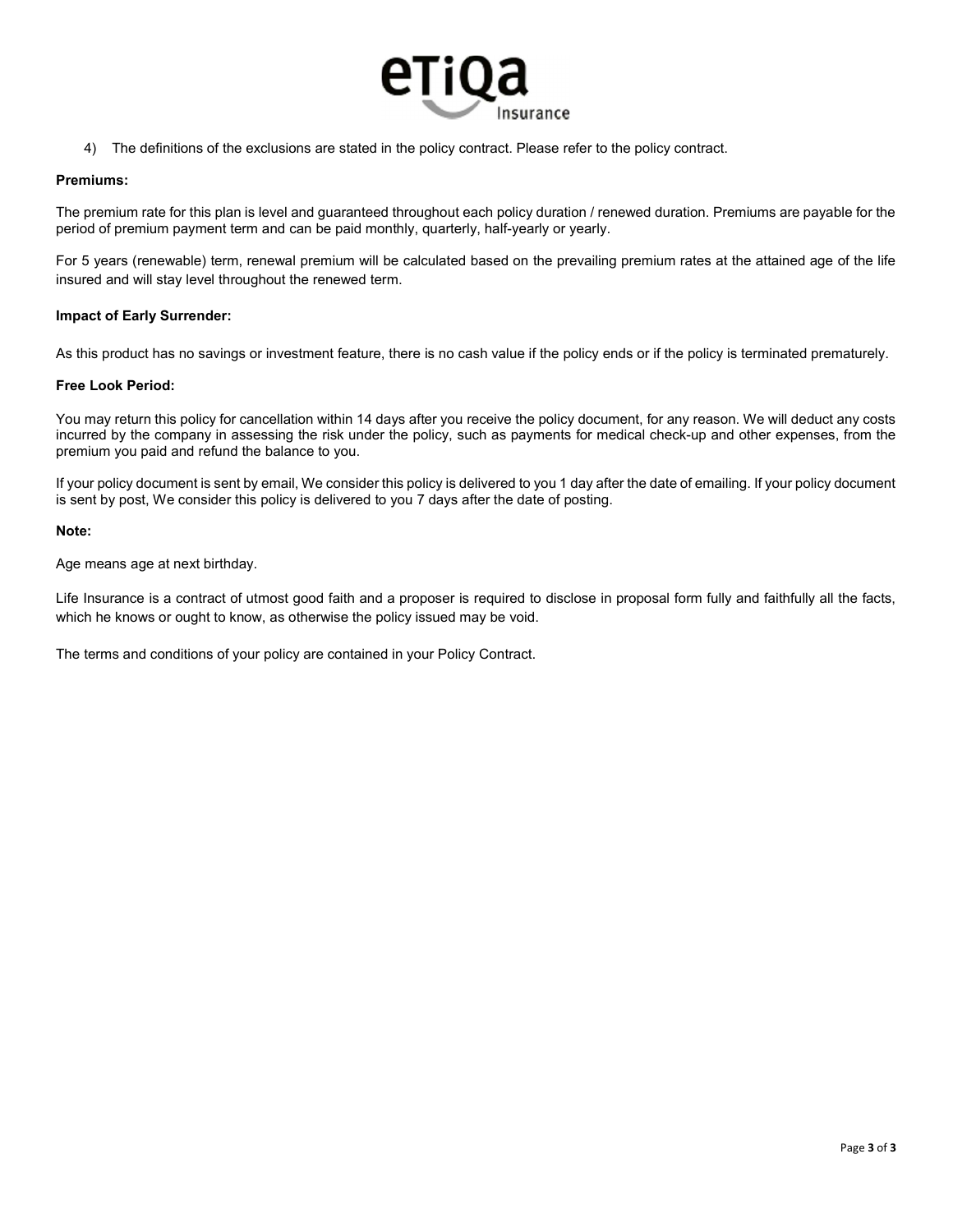4) The definitions of the exclusions are stated in the policy contract. Please refer to the policy contract.

**Premiums:**

The premium rate for this plan is level and guaranteed throughout each policy duration / renewed duration. Premiums are payable for the period of premium payment term and can be paid monthly, quarterly, half-yearly or yearly.

For 5 years (renewable) term, renewal premium will be calculated based on the prevailing premium rates at the attained age of the life insured and will stay level throughout the renewed term.

**Impact of Early Surrender:**

As this product has no savings or investment feature, there is no cash value if the policy ends or if the policy is terminated prematurely.

**Free Look Period:**

You may return this policy for cancellation within 14 days after you receive the policy document, for any reason. We will deduct any costs incurred by the company in assessing the risk under the policy, such as payments for medical check-up and other expenses, from the premium you paid and refund the balance to you.

If your policy document is sent by email, We consider this policy is delivered to you 1 day after the date of emailing. If your policy document is sent by post, We consider this policy is delivered to you 7 days after the date of posting.

**Note:**

Age means age at next birthday.

Life Insurance is a contract of utmost good faith and a proposer is required to disclose in proposal form fully and faithfully all the facts, which he knows or ought to know, as otherwise the policy issued may be void.

The terms and conditions of your policy are contained in your Policy Contract.